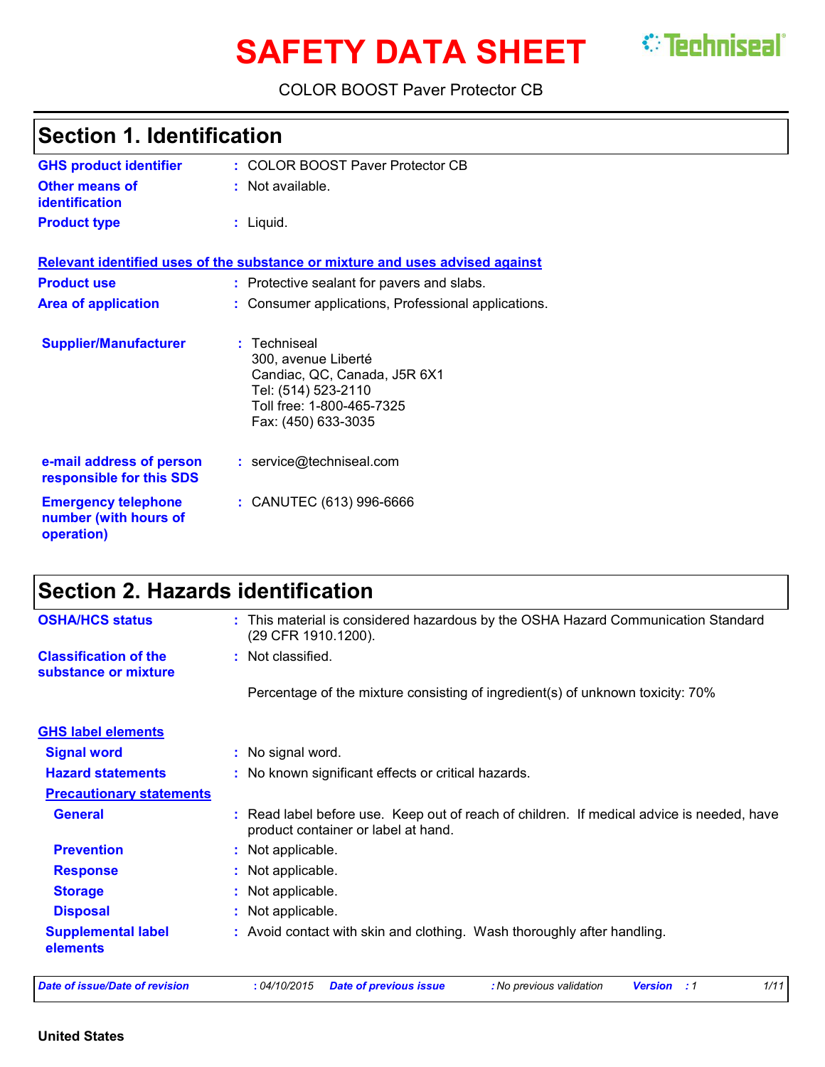# SAFETY DATA SHEET

COLOR BOOST Paver Protector CB

## Section 1. Identification

| | | |
|---|---|---|
| **GHS product identifier** | : | COLOR BOOST Paver Protector CB |
| **Other means of identification** | : | Not available. |
| **Product type** | : | Liquid. |

**Relevant identified uses of the substance or mixture and uses advised against**

| | | |
|---|---|---|
| **Product use** | : | Protective sealant for pavers and slabs. |
| **Area of application** | : | Consumer applications, Professional applications. |
| **Supplier/Manufacturer** | : | Techniseal<br>300, avenue Liberté<br>Candiac, QC, Canada, J5R 6X1<br>Tel: (514) 523-2110<br>Toll free: 1-800-465-7325<br>Fax: (450) 633-3035 |
| **e-mail address of person responsible for this SDS** | : | service@techniseal.com |
| **Emergency telephone number (with hours of operation)** | : | CANUTEC (613) 996-6666 |

## Section 2. Hazards identification

| | | |
|---|---|---|
| **OSHA/HCS status** | : | This material is considered hazardous by the OSHA Hazard Communication Standard (29 CFR 1910.1200). |
| **Classification of the substance or mixture** | : | Not classified.<br><br>Percentage of the mixture consisting of ingredient(s) of unknown toxicity: 70% |

**GHS label elements**

| | | |
|---|---|---|
| **Signal word** | : | No signal word. |
| **Hazard statements** | : | No known significant effects or critical hazards. |

**Precautionary statements**

| | | |
|---|---|---|
| **General** | : | Read label before use. Keep out of reach of children. If medical advice is needed, have product container or label at hand. |
| **Prevention** | : | Not applicable. |
| **Response** | : | Not applicable. |
| **Storage** | : | Not applicable. |
| **Disposal** | : | Not applicable. |
| **Supplemental label elements** | : | Avoid contact with skin and clothing. Wash thoroughly after handling. |

*Date of issue/Date of revision : 04/10/2015 Date of previous issue : No previous validation Version : 1*

**United States**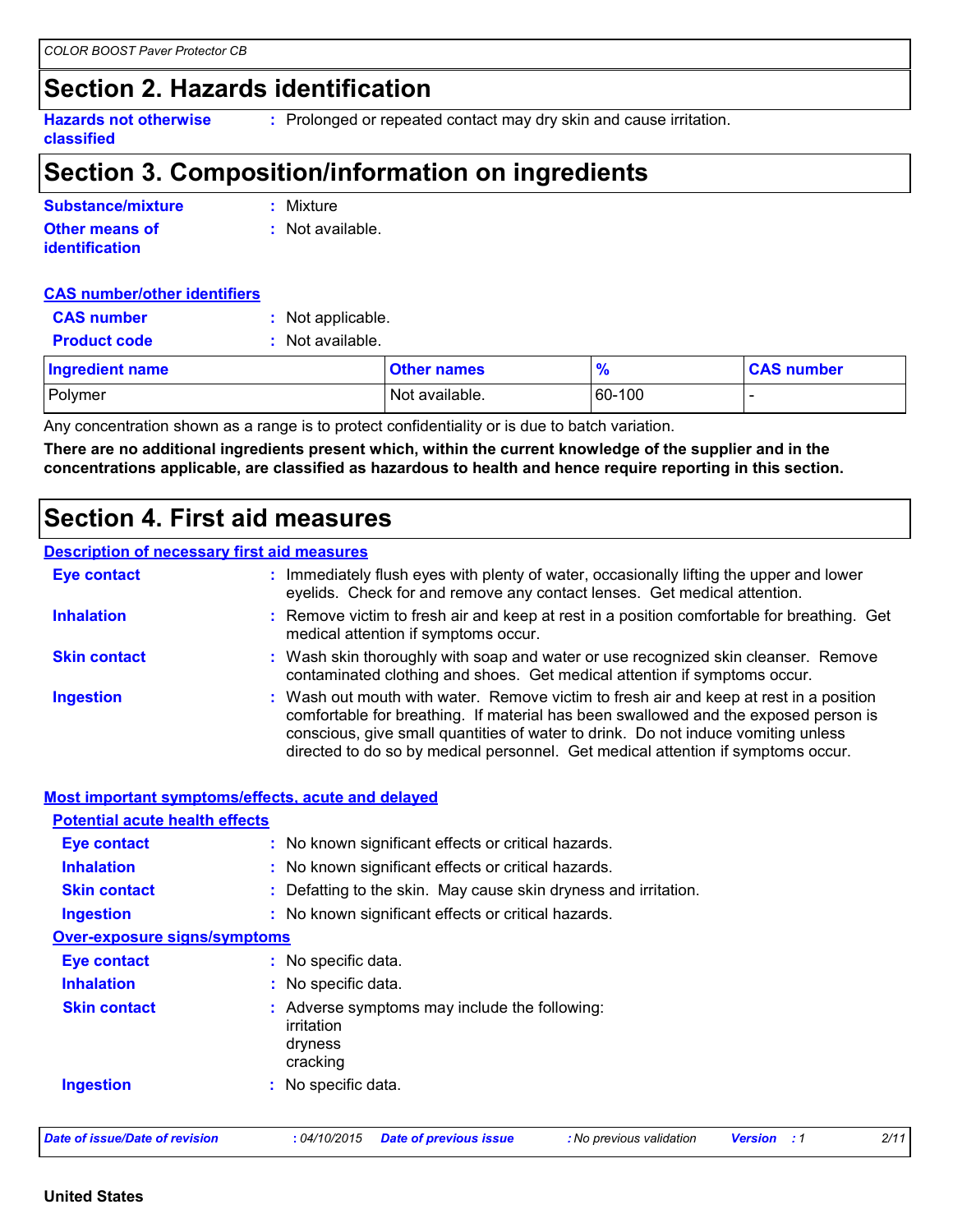## Section 2. Hazards identification

**Hazards not otherwise classified** : Prolonged or repeated contact may dry skin and cause irritation.

## Section 3. Composition/information on ingredients

**Substance/mixture** : Mixture

**Other means of identification** : Not available.

**CAS number/other identifiers**

**CAS number** : Not applicable.

**Product code** : Not available.

| Ingredient name | Other names | % | CAS number |
|---|---|---|---|
| Polymer | Not available. | 60-100 | - |

Any concentration shown as a range is to protect confidentiality or is due to batch variation.

**There are no additional ingredients present which, within the current knowledge of the supplier and in the concentrations applicable, are classified as hazardous to health and hence require reporting in this section.**

## Section 4. First aid measures

**Description of necessary first aid measures**

**Eye contact** : Immediately flush eyes with plenty of water, occasionally lifting the upper and lower eyelids. Check for and remove any contact lenses. Get medical attention.

**Inhalation** : Remove victim to fresh air and keep at rest in a position comfortable for breathing. Get medical attention if symptoms occur.

**Skin contact** : Wash skin thoroughly with soap and water or use recognized skin cleanser. Remove contaminated clothing and shoes. Get medical attention if symptoms occur.

**Ingestion** : Wash out mouth with water. Remove victim to fresh air and keep at rest in a position comfortable for breathing. If material has been swallowed and the exposed person is conscious, give small quantities of water to drink. Do not induce vomiting unless directed to do so by medical personnel. Get medical attention if symptoms occur.

**Most important symptoms/effects, acute and delayed**

**Potential acute health effects**

**Eye contact** : No known significant effects or critical hazards.

**Inhalation** : No known significant effects or critical hazards.

**Skin contact** : Defatting to the skin. May cause skin dryness and irritation.

**Ingestion** : No known significant effects or critical hazards.

**Over-exposure signs/symptoms**

**Eye contact** : No specific data.

**Inhalation** : No specific data.

**Skin contact** : Adverse symptoms may include the following:
irritation
dryness
cracking

**Ingestion** : No specific data.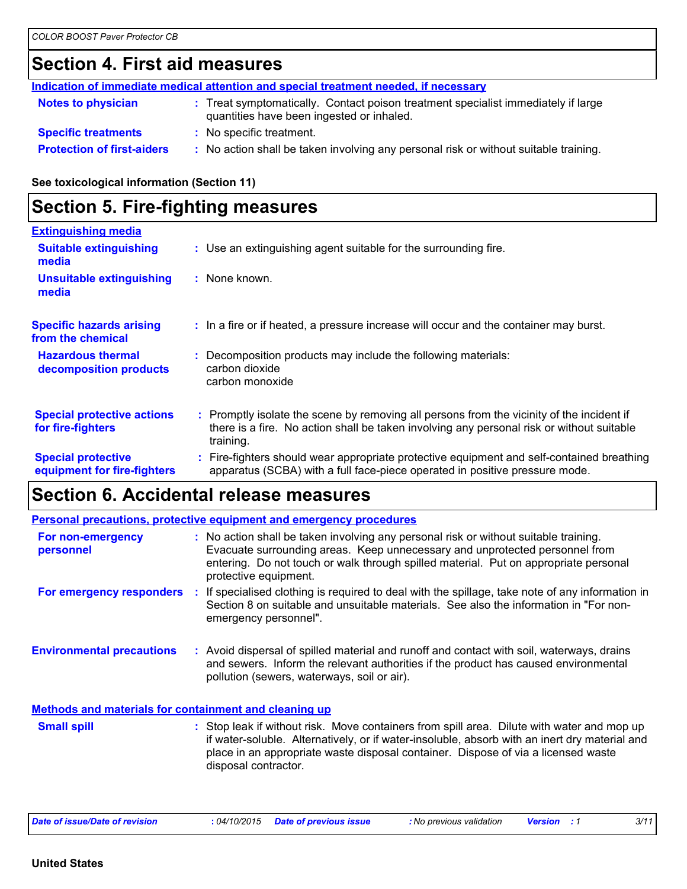## Section 4. First aid measures

**Indication of immediate medical attention and special treatment needed, if necessary**

**Notes to physician** : Treat symptomatically. Contact poison treatment specialist immediately if large quantities have been ingested or inhaled.

**Specific treatments** : No specific treatment.

**Protection of first-aiders** : No action shall be taken involving any personal risk or without suitable training.

**See toxicological information (Section 11)**

## Section 5. Fire-fighting measures

**Extinguishing media**

**Suitable extinguishing media** : Use an extinguishing agent suitable for the surrounding fire.

**Unsuitable extinguishing media** : None known.

**Specific hazards arising from the chemical** : In a fire or if heated, a pressure increase will occur and the container may burst.

**Hazardous thermal decomposition products** : Decomposition products may include the following materials:
carbon dioxide
carbon monoxide

**Special protective actions for fire-fighters** : Promptly isolate the scene by removing all persons from the vicinity of the incident if there is a fire. No action shall be taken involving any personal risk or without suitable training.

**Special protective equipment for fire-fighters** : Fire-fighters should wear appropriate protective equipment and self-contained breathing apparatus (SCBA) with a full face-piece operated in positive pressure mode.

## Section 6. Accidental release measures

**Personal precautions, protective equipment and emergency procedures**

**For non-emergency personnel** : No action shall be taken involving any personal risk or without suitable training. Evacuate surrounding areas. Keep unnecessary and unprotected personnel from entering. Do not touch or walk through spilled material. Put on appropriate personal protective equipment.

**For emergency responders** : If specialised clothing is required to deal with the spillage, take note of any information in Section 8 on suitable and unsuitable materials. See also the information in "For non-emergency personnel".

**Environmental precautions** : Avoid dispersal of spilled material and runoff and contact with soil, waterways, drains and sewers. Inform the relevant authorities if the product has caused environmental pollution (sewers, waterways, soil or air).

**Methods and materials for containment and cleaning up**

**Small spill** : Stop leak if without risk. Move containers from spill area. Dilute with water and mop up if water-soluble. Alternatively, or if water-insoluble, absorb with an inert dry material and place in an appropriate waste disposal container. Dispose of via a licensed waste disposal contractor.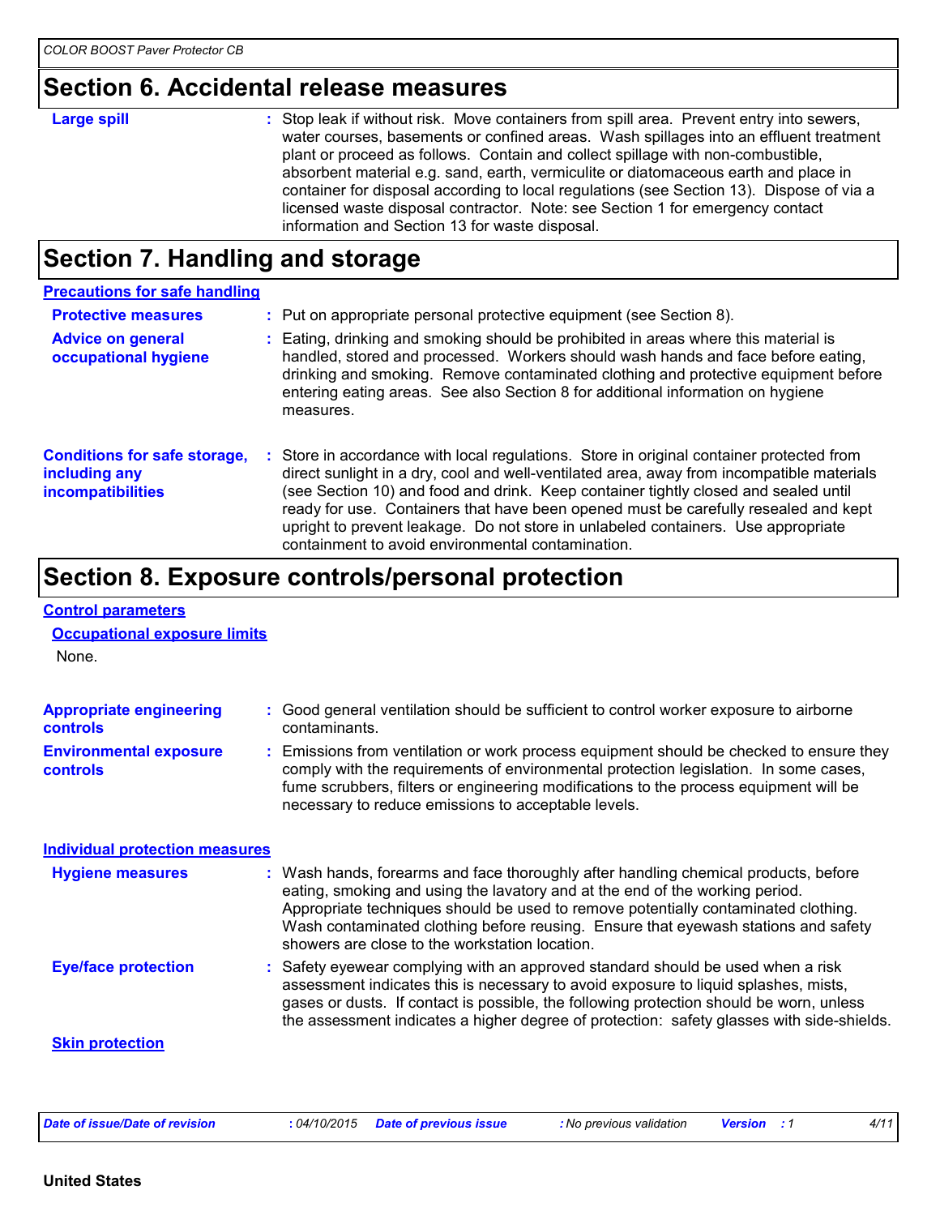## Section 6. Accidental release measures

**Large spill** : Stop leak if without risk. Move containers from spill area. Prevent entry into sewers, water courses, basements or confined areas. Wash spillages into an effluent treatment plant or proceed as follows. Contain and collect spillage with non-combustible, absorbent material e.g. sand, earth, vermiculite or diatomaceous earth and place in container for disposal according to local regulations (see Section 13). Dispose of via a licensed waste disposal contractor. Note: see Section 1 for emergency contact information and Section 13 for waste disposal.

## Section 7. Handling and storage

### Precautions for safe handling

**Protective measures** : Put on appropriate personal protective equipment (see Section 8).

**Advice on general occupational hygiene** : Eating, drinking and smoking should be prohibited in areas where this material is handled, stored and processed. Workers should wash hands and face before eating, drinking and smoking. Remove contaminated clothing and protective equipment before entering eating areas. See also Section 8 for additional information on hygiene measures.

**Conditions for safe storage, including any incompatibilities** : Store in accordance with local regulations. Store in original container protected from direct sunlight in a dry, cool and well-ventilated area, away from incompatible materials (see Section 10) and food and drink. Keep container tightly closed and sealed until ready for use. Containers that have been opened must be carefully resealed and kept upright to prevent leakage. Do not store in unlabeled containers. Use appropriate containment to avoid environmental contamination.

## Section 8. Exposure controls/personal protection

### Control parameters

#### Occupational exposure limits

None.

**Appropriate engineering controls** : Good general ventilation should be sufficient to control worker exposure to airborne contaminants.

**Environmental exposure controls** : Emissions from ventilation or work process equipment should be checked to ensure they comply with the requirements of environmental protection legislation. In some cases, fume scrubbers, filters or engineering modifications to the process equipment will be necessary to reduce emissions to acceptable levels.

### Individual protection measures

**Hygiene measures** : Wash hands, forearms and face thoroughly after handling chemical products, before eating, smoking and using the lavatory and at the end of the working period. Appropriate techniques should be used to remove potentially contaminated clothing. Wash contaminated clothing before reusing. Ensure that eyewash stations and safety showers are close to the workstation location.

**Eye/face protection** : Safety eyewear complying with an approved standard should be used when a risk assessment indicates this is necessary to avoid exposure to liquid splashes, mists, gases or dusts. If contact is possible, the following protection should be worn, unless the assessment indicates a higher degree of protection: safety glasses with side-shields.

#### Skin protection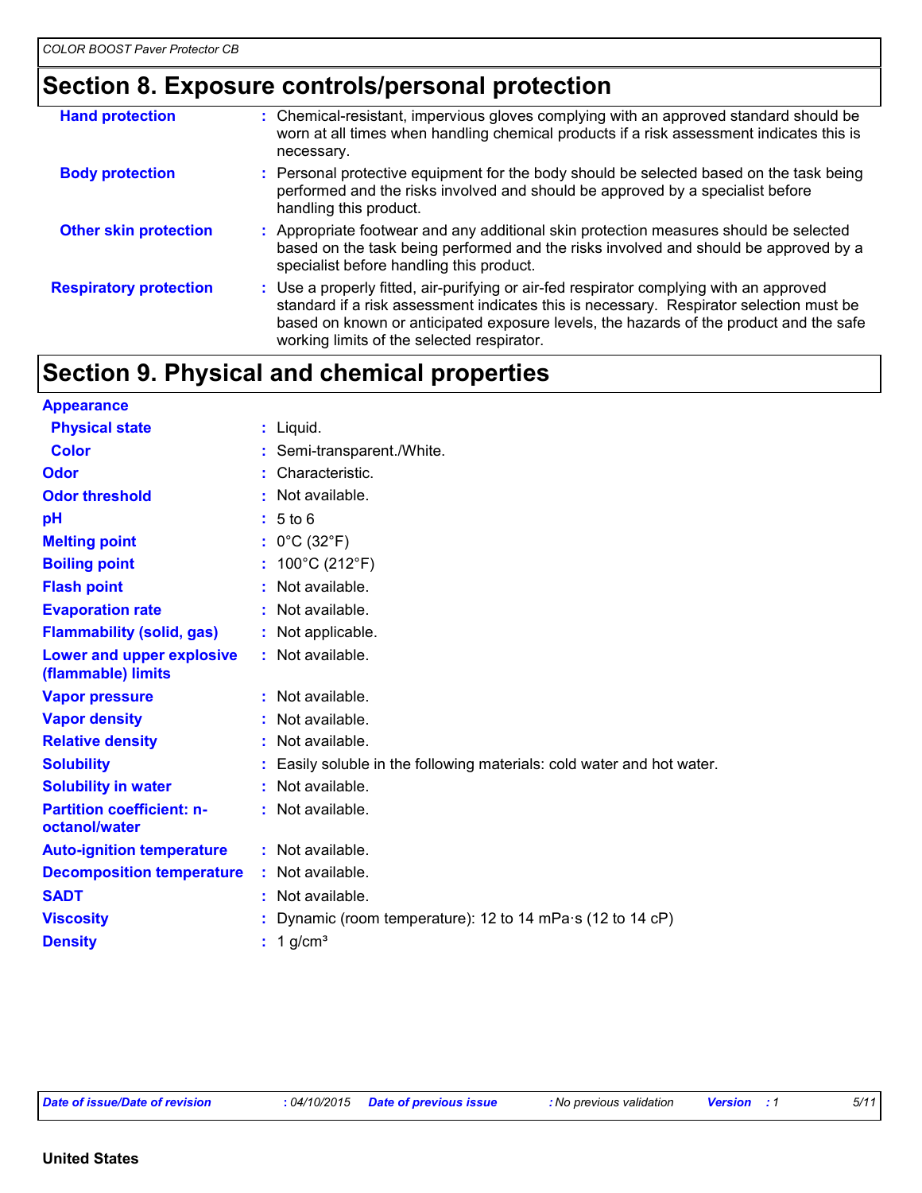## Section 8. Exposure controls/personal protection

| | |
|---|---|
| **Hand protection** | Chemical-resistant, impervious gloves complying with an approved standard should be worn at all times when handling chemical products if a risk assessment indicates this is necessary. |
| **Body protection** | Personal protective equipment for the body should be selected based on the task being performed and the risks involved and should be approved by a specialist before handling this product. |
| **Other skin protection** | Appropriate footwear and any additional skin protection measures should be selected based on the task being performed and the risks involved and should be approved by a specialist before handling this product. |
| **Respiratory protection** | Use a properly fitted, air-purifying or air-fed respirator complying with an approved standard if a risk assessment indicates this is necessary. Respirator selection must be based on known or anticipated exposure levels, the hazards of the product and the safe working limits of the selected respirator. |

## Section 9. Physical and chemical properties

| | |
|---|---|
| **Appearance** | |
| **Physical state** | Liquid. |
| **Color** | Semi-transparent./White. |
| **Odor** | Characteristic. |
| **Odor threshold** | Not available. |
| **pH** | 5 to 6 |
| **Melting point** | 0°C (32°F) |
| **Boiling point** | 100°C (212°F) |
| **Flash point** | Not available. |
| **Evaporation rate** | Not available. |
| **Flammability (solid, gas)** | Not applicable. |
| **Lower and upper explosive (flammable) limits** | Not available. |
| **Vapor pressure** | Not available. |
| **Vapor density** | Not available. |
| **Relative density** | Not available. |
| **Solubility** | Easily soluble in the following materials: cold water and hot water. |
| **Solubility in water** | Not available. |
| **Partition coefficient: n-octanol/water** | Not available. |
| **Auto-ignition temperature** | Not available. |
| **Decomposition temperature** | Not available. |
| **SADT** | Not available. |
| **Viscosity** | Dynamic (room temperature): 12 to 14 mPa·s (12 to 14 cP) |
| **Density** | 1 g/cm³ |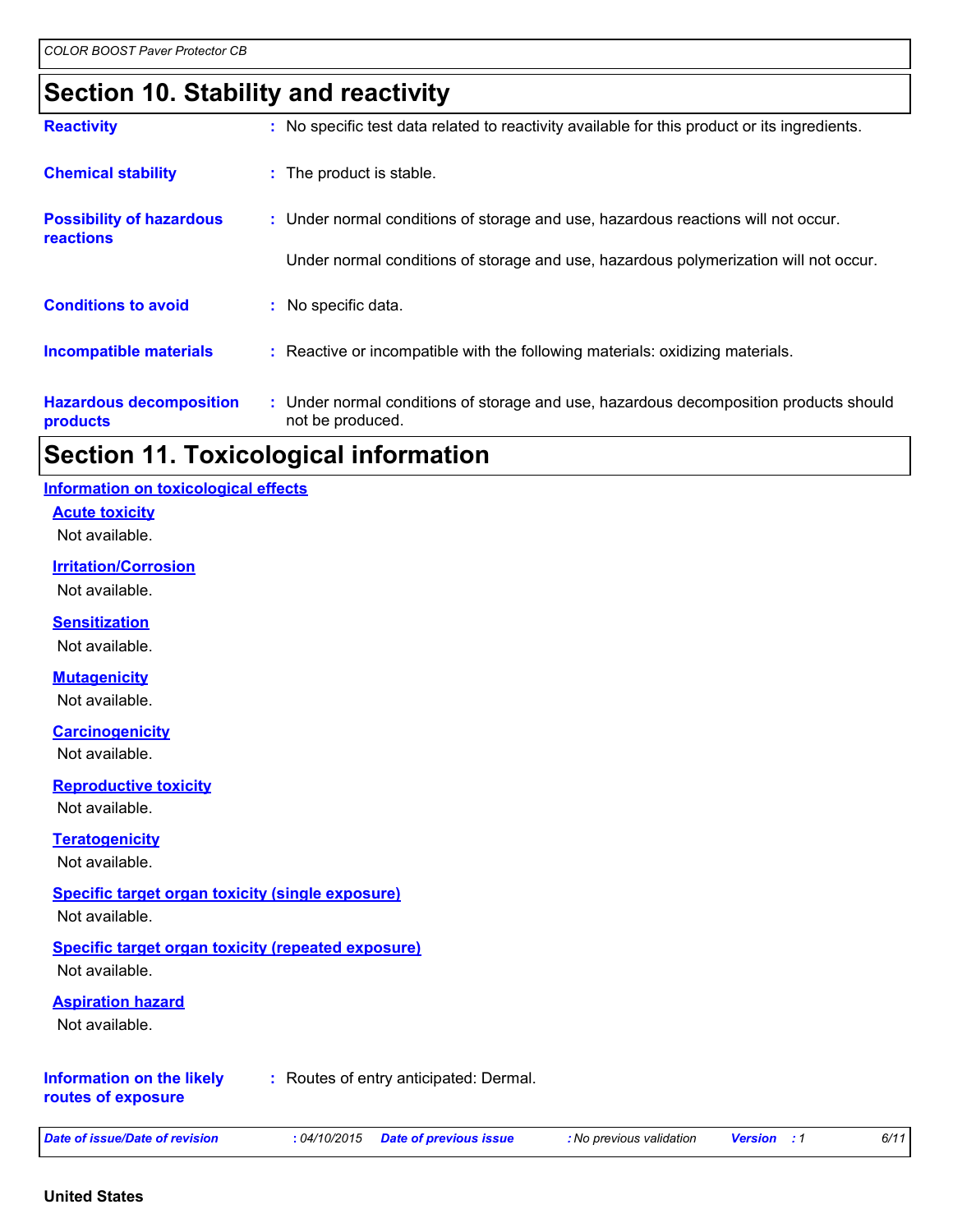## Section 10. Stability and reactivity

**Reactivity** : No specific test data related to reactivity available for this product or its ingredients.

**Chemical stability** : The product is stable.

**Possibility of hazardous reactions** : Under normal conditions of storage and use, hazardous reactions will not occur.

Under normal conditions of storage and use, hazardous polymerization will not occur.

**Conditions to avoid** : No specific data.

**Incompatible materials** : Reactive or incompatible with the following materials: oxidizing materials.

**Hazardous decomposition products** : Under normal conditions of storage and use, hazardous decomposition products should not be produced.

## Section 11. Toxicological information

### Information on toxicological effects

#### Acute toxicity
Not available.

#### Irritation/Corrosion
Not available.

#### Sensitization
Not available.

#### Mutagenicity
Not available.

#### Carcinogenicity
Not available.

#### Reproductive toxicity
Not available.

#### Teratogenicity
Not available.

#### Specific target organ toxicity (single exposure)
Not available.

#### Specific target organ toxicity (repeated exposure)
Not available.

#### Aspiration hazard
Not available.

**Information on the likely routes of exposure** : Routes of entry anticipated: Dermal.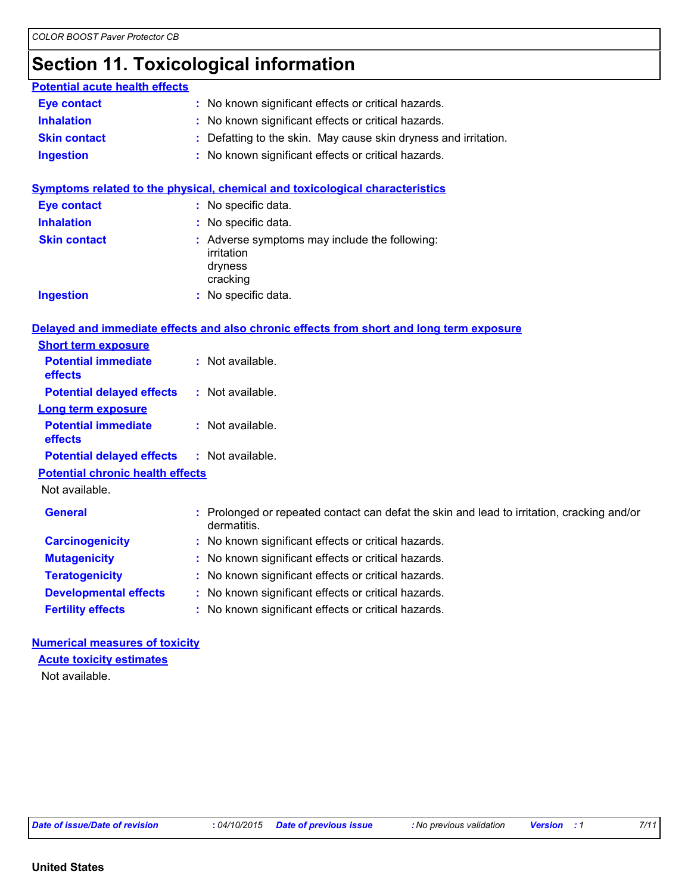# Section 11. Toxicological information

### Potential acute health effects

| | |
|---|---|
| **Eye contact** | : No known significant effects or critical hazards. |
| **Inhalation** | : No known significant effects or critical hazards. |
| **Skin contact** | : Defatting to the skin. May cause skin dryness and irritation. |
| **Ingestion** | : No known significant effects or critical hazards. |

### Symptoms related to the physical, chemical and toxicological characteristics

| | |
|---|---|
| **Eye contact** | : No specific data. |
| **Inhalation** | : No specific data. |
| **Skin contact** | : Adverse symptoms may include the following: irritation dryness cracking |
| **Ingestion** | : No specific data. |

### Delayed and immediate effects and also chronic effects from short and long term exposure

#### Short term exposure

| | |
|---|---|
| **Potential immediate effects** | : Not available. |
| **Potential delayed effects** | : Not available. |

#### Long term exposure

| | |
|---|---|
| **Potential immediate effects** | : Not available. |
| **Potential delayed effects** | : Not available. |

#### Potential chronic health effects

Not available.

| | |
|---|---|
| **General** | : Prolonged or repeated contact can defat the skin and lead to irritation, cracking and/or dermatitis. |
| **Carcinogenicity** | : No known significant effects or critical hazards. |
| **Mutagenicity** | : No known significant effects or critical hazards. |
| **Teratogenicity** | : No known significant effects or critical hazards. |
| **Developmental effects** | : No known significant effects or critical hazards. |
| **Fertility effects** | : No known significant effects or critical hazards. |

### Numerical measures of toxicity

#### Acute toxicity estimates

Not available.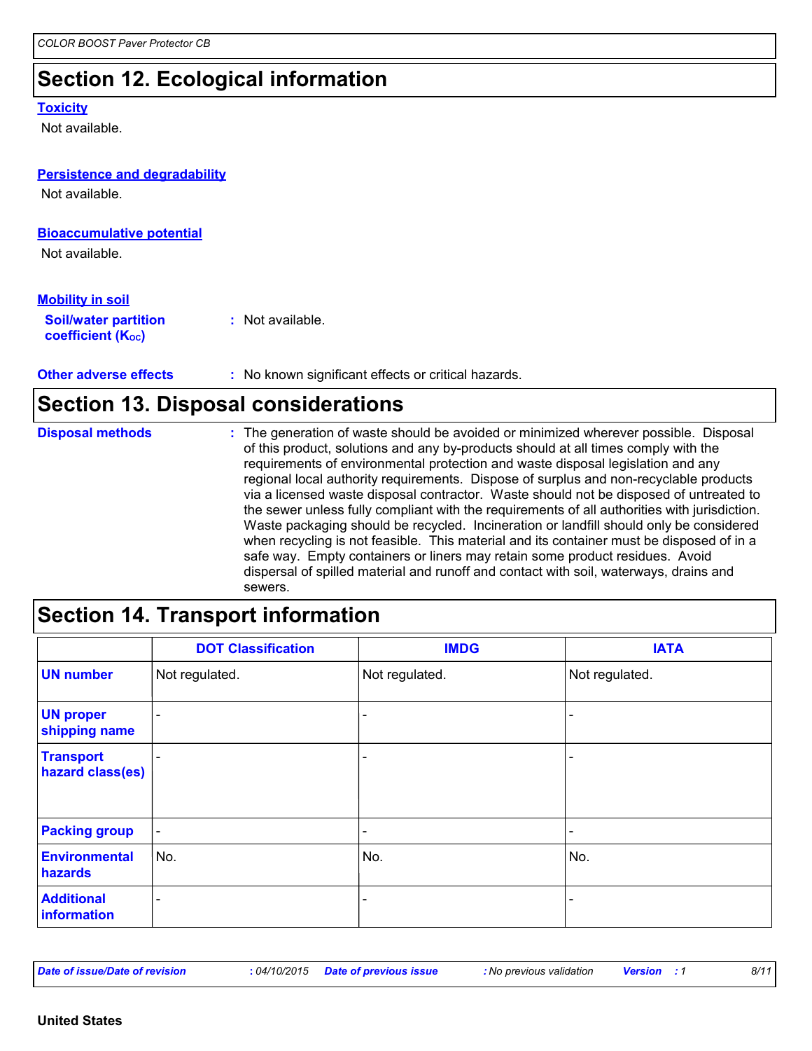## Section 12. Ecological information

### Toxicity

Not available.

### Persistence and degradability

Not available.

### Bioaccumulative potential

Not available.

### Mobility in soil

**Soil/water partition coefficient ($K_{OC}$)** : Not available.

**Other adverse effects** : No known significant effects or critical hazards.

## Section 13. Disposal considerations

**Disposal methods** : The generation of waste should be avoided or minimized wherever possible. Disposal of this product, solutions and any by-products should at all times comply with the requirements of environmental protection and waste disposal legislation and any regional local authority requirements. Dispose of surplus and non-recyclable products via a licensed waste disposal contractor. Waste should not be disposed of untreated to the sewer unless fully compliant with the requirements of all authorities with jurisdiction. Waste packaging should be recycled. Incineration or landfill should only be considered when recycling is not feasible. This material and its container must be disposed of in a safe way. Empty containers or liners may retain some product residues. Avoid dispersal of spilled material and runoff and contact with soil, waterways, drains and sewers.

## Section 14. Transport information

| | DOT Classification | IMDG | IATA |
|---|---|---|---|
| **UN number** | Not regulated. | Not regulated. | Not regulated. |
| **UN proper shipping name** | - | - | - |
| **Transport hazard class(es)** | - | - | - |
| **Packing group** | - | - | - |
| **Environmental hazards** | No. | No. | No. |
| **Additional information** | - | - | - |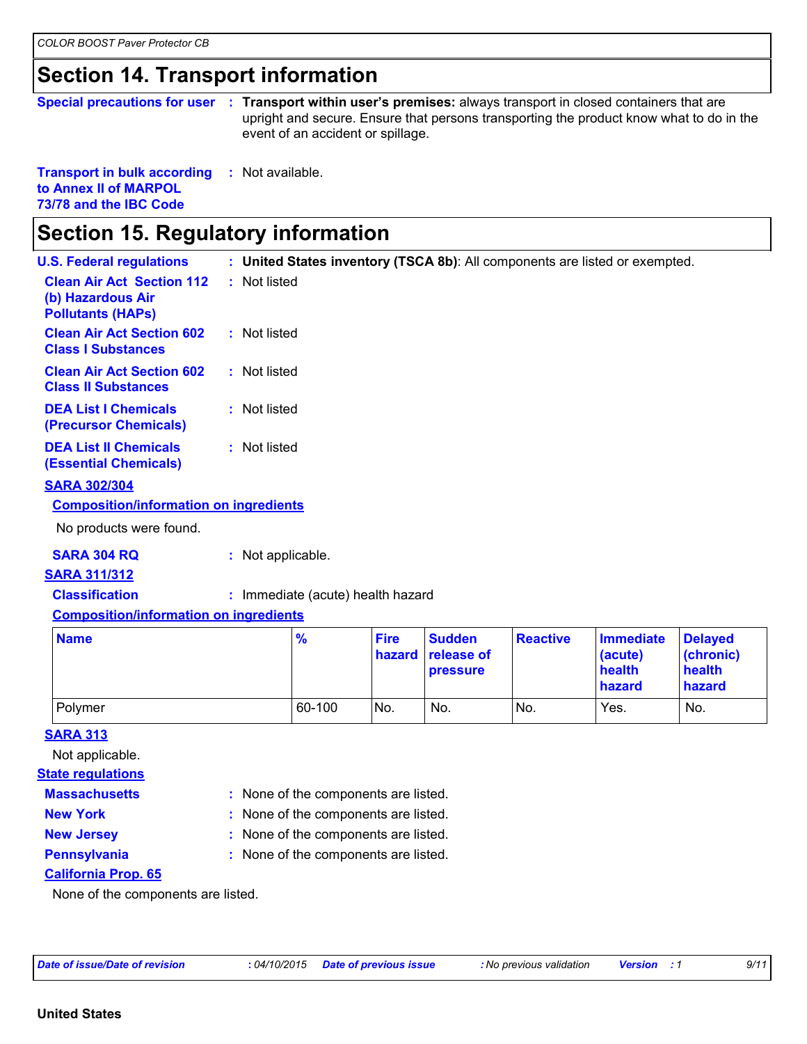## Section 14. Transport information

**Special precautions for user** : **Transport within user's premises:** always transport in closed containers that are upright and secure. Ensure that persons transporting the product know what to do in the event of an accident or spillage.

**Transport in bulk according to Annex II of MARPOL 73/78 and the IBC Code** : Not available.

## Section 15. Regulatory information

**U.S. Federal regulations** : **United States inventory (TSCA 8b)**: All components are listed or exempted.

**Clean Air Act Section 112 (b) Hazardous Air Pollutants (HAPs)** : Not listed

**Clean Air Act Section 602 Class I Substances** : Not listed

**Clean Air Act Section 602 Class II Substances** : Not listed

**DEA List I Chemicals (Precursor Chemicals)** : Not listed

**DEA List II Chemicals (Essential Chemicals)** : Not listed

**SARA 302/304**

**Composition/information on ingredients**

No products were found.

**SARA 304 RQ** : Not applicable.

**SARA 311/312**

**Classification** : Immediate (acute) health hazard

**Composition/information on ingredients**

| Name | % | Fire hazard | Sudden release of pressure | Reactive | Immediate (acute) health hazard | Delayed (chronic) health hazard |
|---|---|---|---|---|---|---|
| Polymer | 60-100 | No. | No. | No. | Yes. | No. |

**SARA 313**

Not applicable.

**State regulations**

**Massachusetts** : None of the components are listed.

**New York** : None of the components are listed.

**New Jersey** : None of the components are listed.

**Pennsylvania** : None of the components are listed.

**California Prop. 65**

None of the components are listed.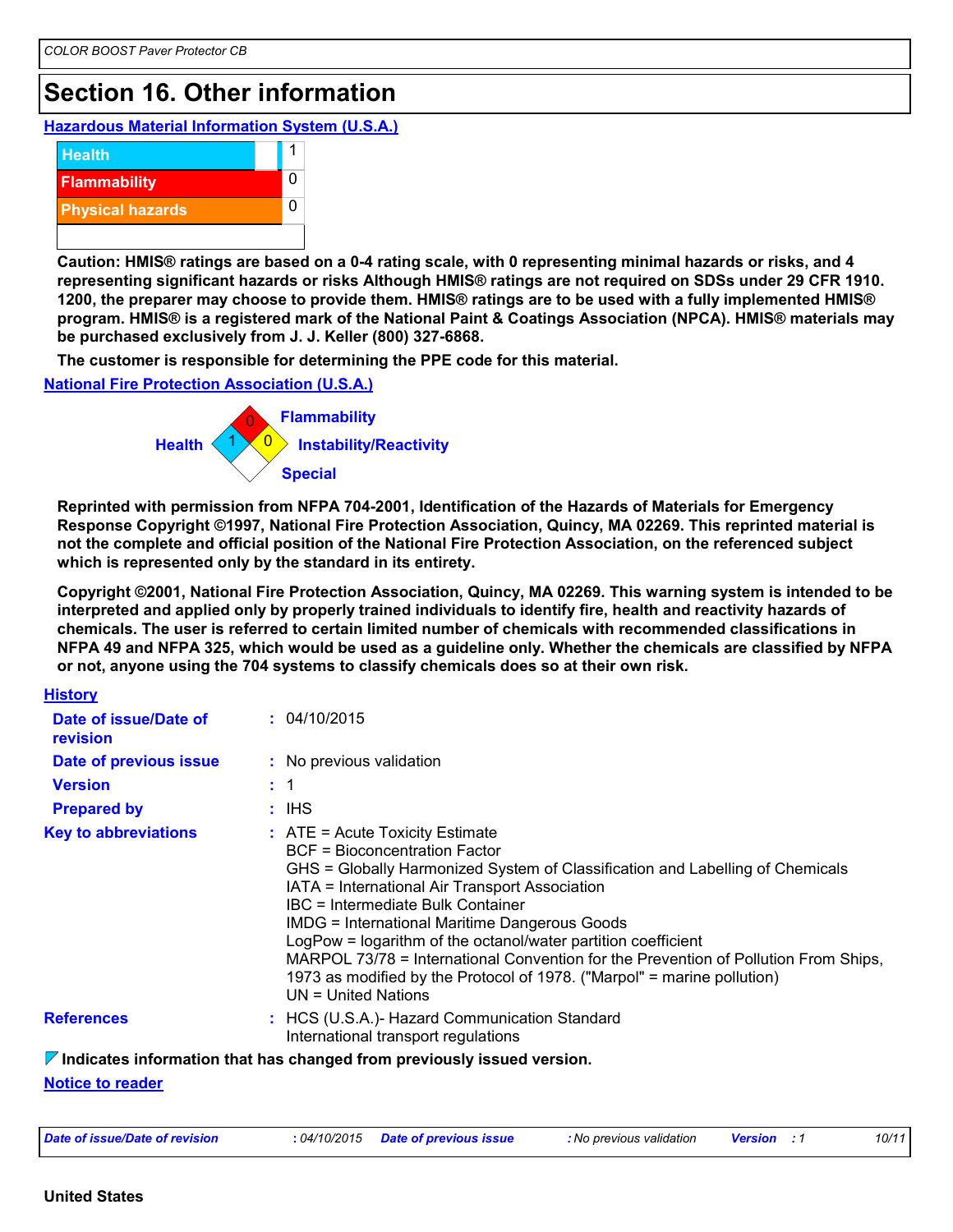## Section 16. Other information

**Hazardous Material Information System (U.S.A.)**

| | |
|---|---|
| Health | 1 |
| Flammability | 0 |
| Physical hazards | 0 |

**Caution: HMIS® ratings are based on a 0-4 rating scale, with 0 representing minimal hazards or risks, and 4 representing significant hazards or risks Although HMIS® ratings are not required on SDSs under 29 CFR 1910. 1200, the preparer may choose to provide them. HMIS® ratings are to be used with a fully implemented HMIS® program. HMIS® is a registered mark of the National Paint & Coatings Association (NPCA). HMIS® materials may be purchased exclusively from J. J. Keller (800) 327-6868.**

**The customer is responsible for determining the PPE code for this material.**

**National Fire Protection Association (U.S.A.)**

| | |
|---|---|
| Flammability | 0 |
| Health | 1 |
| Instability/Reactivity | 0 |
| Special | |

**Reprinted with permission from NFPA 704-2001, Identification of the Hazards of Materials for Emergency Response Copyright ©1997, National Fire Protection Association, Quincy, MA 02269. This reprinted material is not the complete and official position of the National Fire Protection Association, on the referenced subject which is represented only by the standard in its entirety.**

**Copyright ©2001, National Fire Protection Association, Quincy, MA 02269. This warning system is intended to be interpreted and applied only by properly trained individuals to identify fire, health and reactivity hazards of chemicals. The user is referred to certain limited number of chemicals with recommended classifications in NFPA 49 and NFPA 325, which would be used as a guideline only. Whether the chemicals are classified by NFPA or not, anyone using the 704 systems to classify chemicals does so at their own risk.**

**History**

**Date of issue/Date of revision** : 04/10/2015

**Date of previous issue** : No previous validation

**Version** : 1

**Prepared by** : IHS

**Key to abbreviations** :
ATE = Acute Toxicity Estimate
BCF = Bioconcentration Factor
GHS = Globally Harmonized System of Classification and Labelling of Chemicals
IATA = International Air Transport Association
IBC = Intermediate Bulk Container
IMDG = International Maritime Dangerous Goods
LogPow = logarithm of the octanol/water partition coefficient
MARPOL 73/78 = International Convention for the Prevention of Pollution From Ships, 1973 as modified by the Protocol of 1978. ("Marpol" = marine pollution)
UN = United Nations

**References** :
HCS (U.S.A.)- Hazard Communication Standard
International transport regulations

**Indicates information that has changed from previously issued version.**

**Notice to reader**

**United States**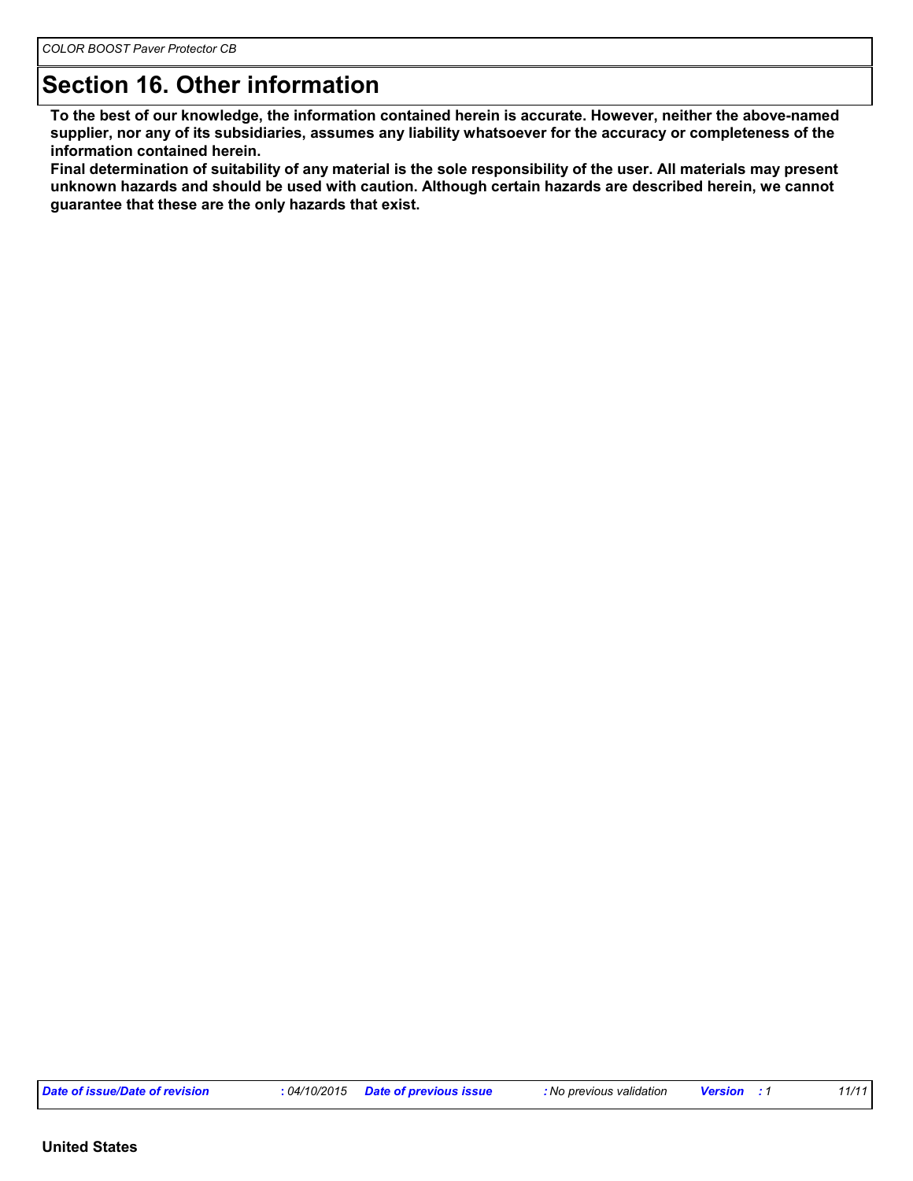# Section 16. Other information

**To the best of our knowledge, the information contained herein is accurate. However, neither the above-named supplier, nor any of its subsidiaries, assumes any liability whatsoever for the accuracy or completeness of the information contained herein.**

**Final determination of suitability of any material is the sole responsibility of the user. All materials may present unknown hazards and should be used with caution. Although certain hazards are described herein, we cannot guarantee that these are the only hazards that exist.**